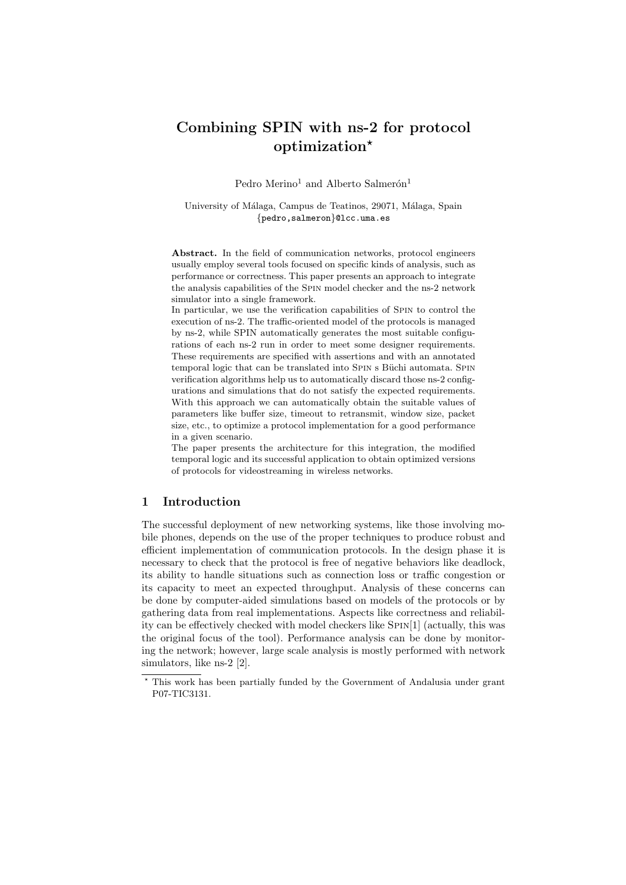# Combining SPIN with ns-2 for protocol optimization*

Pedro Merino[1] and Alberto Salmerón[1]

University of Málaga, Campus de Teatinos, 29071, Málaga, Spain
{pedro,salmeron}@lcc.uma.es

**Abstract.** In the field of communication networks, protocol engineers usually employ several tools focused on specific kinds of analysis, such as performance or correctness. This paper presents an approach to integrate the analysis capabilities of the Spin model checker and the ns-2 network simulator into a single framework.
In particular, we use the verification capabilities of Spin to control the execution of ns-2. The traffic-oriented model of the protocols is managed by ns-2, while SPIN automatically generates the most suitable configurations of each ns-2 run in order to meet some designer requirements. These requirements are specified with assertions and with an annotated temporal logic that can be translated into Spin s Büchi automata. Spin verification algorithms help us to automatically discard those ns-2 configurations and simulations that do not satisfy the expected requirements. With this approach we can automatically obtain the suitable values of parameters like buffer size, timeout to retransmit, window size, packet size, etc., to optimize a protocol implementation for a good performance in a given scenario.
The paper presents the architecture for this integration, the modified temporal logic and its successful application to obtain optimized versions of protocols for videostreaming in wireless networks.

## 1 Introduction

The successful deployment of new networking systems, like those involving mobile phones, depends on the use of the proper techniques to produce robust and efficient implementation of communication protocols. In the design phase it is necessary to check that the protocol is free of negative behaviors like deadlock, its ability to handle situations such as connection loss or traffic congestion or its capacity to meet an expected throughput. Analysis of these concerns can be done by computer-aided simulations based on models of the protocols or by gathering data from real implementations. Aspects like correctness and reliability can be effectively checked with model checkers like Spin[1] (actually, this was the original focus of the tool). Performance analysis can be done by monitoring the network; however, large scale analysis is mostly performed with network simulators, like ns-2 [2].

* This work has been partially funded by the Government of Andalusia under grant P07-TIC3131.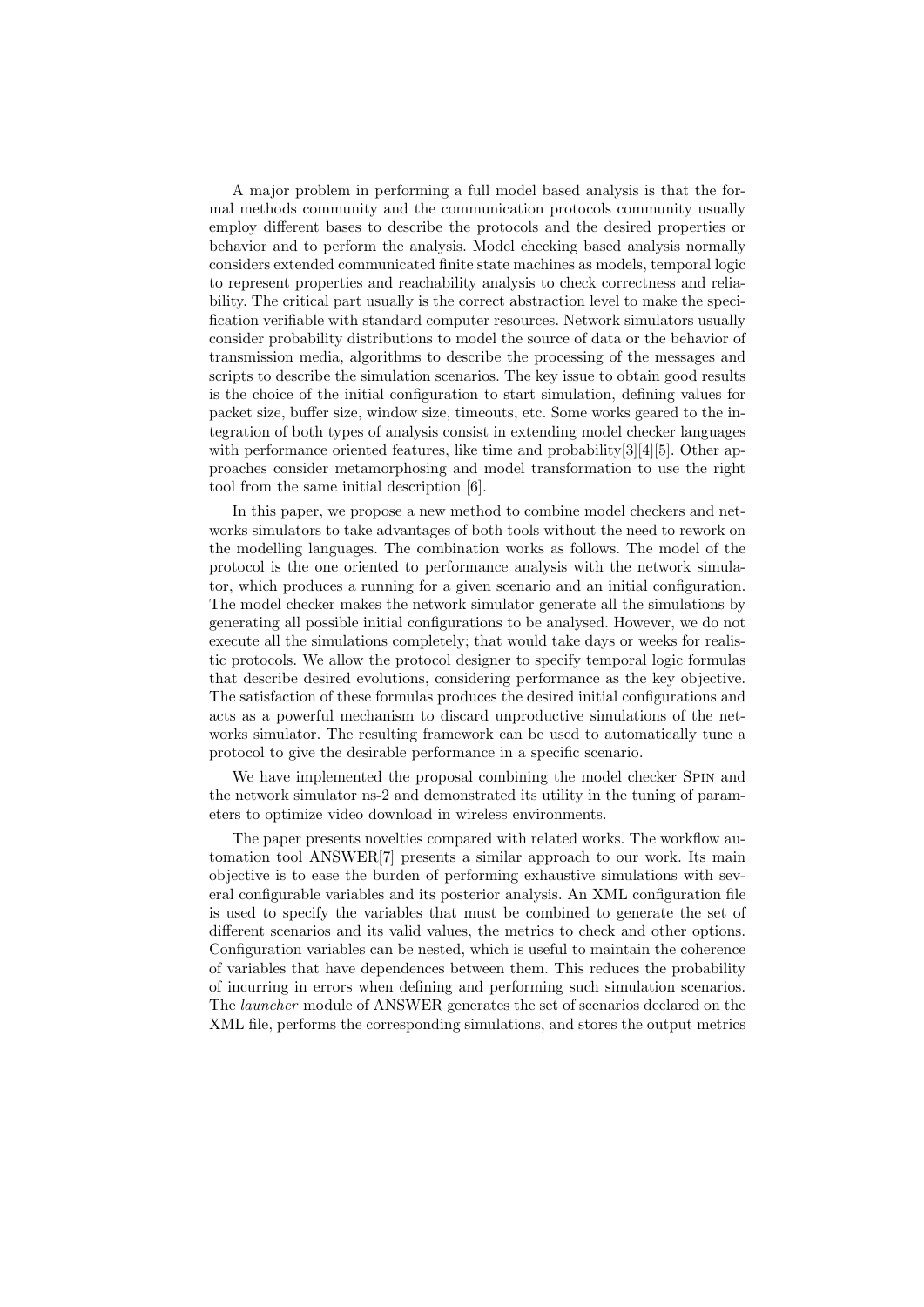A major problem in performing a full model based analysis is that the formal methods community and the communication protocols community usually employ different bases to describe the protocols and the desired properties or behavior and to perform the analysis. Model checking based analysis normally considers extended communicated finite state machines as models, temporal logic to represent properties and reachability analysis to check correctness and reliability. The critical part usually is the correct abstraction level to make the specification verifiable with standard computer resources. Network simulators usually consider probability distributions to model the source of data or the behavior of transmission media, algorithms to describe the processing of the messages and scripts to describe the simulation scenarios. The key issue to obtain good results is the choice of the initial configuration to start simulation, defining values for packet size, buffer size, window size, timeouts, etc. Some works geared to the integration of both types of analysis consist in extending model checker languages with performance oriented features, like time and probability[3][4][5]. Other approaches consider metamorphosing and model transformation to use the right tool from the same initial description [6].

In this paper, we propose a new method to combine model checkers and networks simulators to take advantages of both tools without the need to rework on the modelling languages. The combination works as follows. The model of the protocol is the one oriented to performance analysis with the network simulator, which produces a running for a given scenario and an initial configuration. The model checker makes the network simulator generate all the simulations by generating all possible initial configurations to be analysed. However, we do not execute all the simulations completely; that would take days or weeks for realistic protocols. We allow the protocol designer to specify temporal logic formulas that describe desired evolutions, considering performance as the key objective. The satisfaction of these formulas produces the desired initial configurations and acts as a powerful mechanism to discard unproductive simulations of the networks simulator. The resulting framework can be used to automatically tune a protocol to give the desirable performance in a specific scenario.

We have implemented the proposal combining the model checker Spin and the network simulator ns-2 and demonstrated its utility in the tuning of parameters to optimize video download in wireless environments.

The paper presents novelties compared with related works. The workflow automation tool ANSWER[7] presents a similar approach to our work. Its main objective is to ease the burden of performing exhaustive simulations with several configurable variables and its posterior analysis. An XML configuration file is used to specify the variables that must be combined to generate the set of different scenarios and its valid values, the metrics to check and other options. Configuration variables can be nested, which is useful to maintain the coherence of variables that have dependences between them. This reduces the probability of incurring in errors when defining and performing such simulation scenarios. The *launcher* module of ANSWER generates the set of scenarios declared on the XML file, performs the corresponding simulations, and stores the output metrics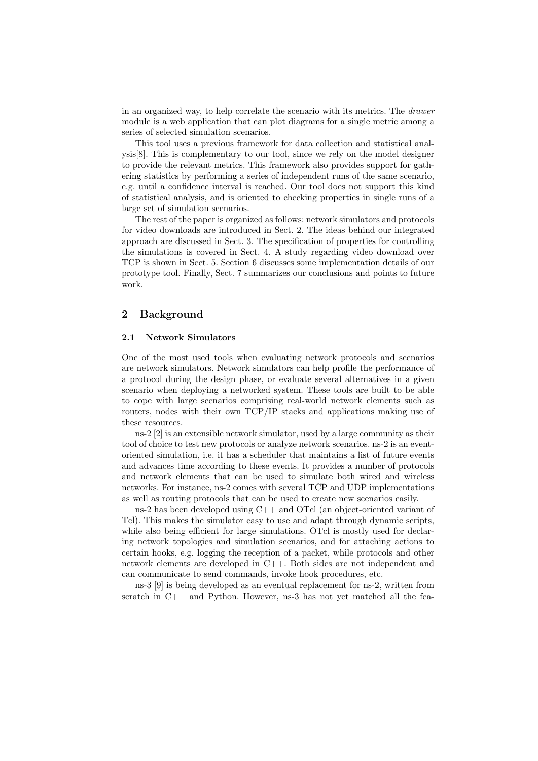in an organized way, to help correlate the scenario with its metrics. The *drawer* module is a web application that can plot diagrams for a single metric among a series of selected simulation scenarios.

This tool uses a previous framework for data collection and statistical analysis[8]. This is complementary to our tool, since we rely on the model designer to provide the relevant metrics. This framework also provides support for gathering statistics by performing a series of independent runs of the same scenario, e.g. until a confidence interval is reached. Our tool does not support this kind of statistical analysis, and is oriented to checking properties in single runs of a large set of simulation scenarios.

The rest of the paper is organized as follows: network simulators and protocols for video downloads are introduced in Sect. 2. The ideas behind our integrated approach are discussed in Sect. 3. The specification of properties for controlling the simulations is covered in Sect. 4. A study regarding video download over TCP is shown in Sect. 5. Section 6 discusses some implementation details of our prototype tool. Finally, Sect. 7 summarizes our conclusions and points to future work.

## 2 Background

### 2.1 Network Simulators

One of the most used tools when evaluating network protocols and scenarios are network simulators. Network simulators can help profile the performance of a protocol during the design phase, or evaluate several alternatives in a given scenario when deploying a networked system. These tools are built to be able to cope with large scenarios comprising real-world network elements such as routers, nodes with their own TCP/IP stacks and applications making use of these resources.

ns-2 [2] is an extensible network simulator, used by a large community as their tool of choice to test new protocols or analyze network scenarios. ns-2 is an event-oriented simulation, i.e. it has a scheduler that maintains a list of future events and advances time according to these events. It provides a number of protocols and network elements that can be used to simulate both wired and wireless networks. For instance, ns-2 comes with several TCP and UDP implementations as well as routing protocols that can be used to create new scenarios easily.

ns-2 has been developed using C++ and OTcl (an object-oriented variant of Tcl). This makes the simulator easy to use and adapt through dynamic scripts, while also being efficient for large simulations. OTcl is mostly used for declaring network topologies and simulation scenarios, and for attaching actions to certain hooks, e.g. logging the reception of a packet, while protocols and other network elements are developed in C++. Both sides are not independent and can communicate to send commands, invoke hook procedures, etc.

ns-3 [9] is being developed as an eventual replacement for ns-2, written from scratch in C++ and Python. However, ns-3 has not yet matched all the fea-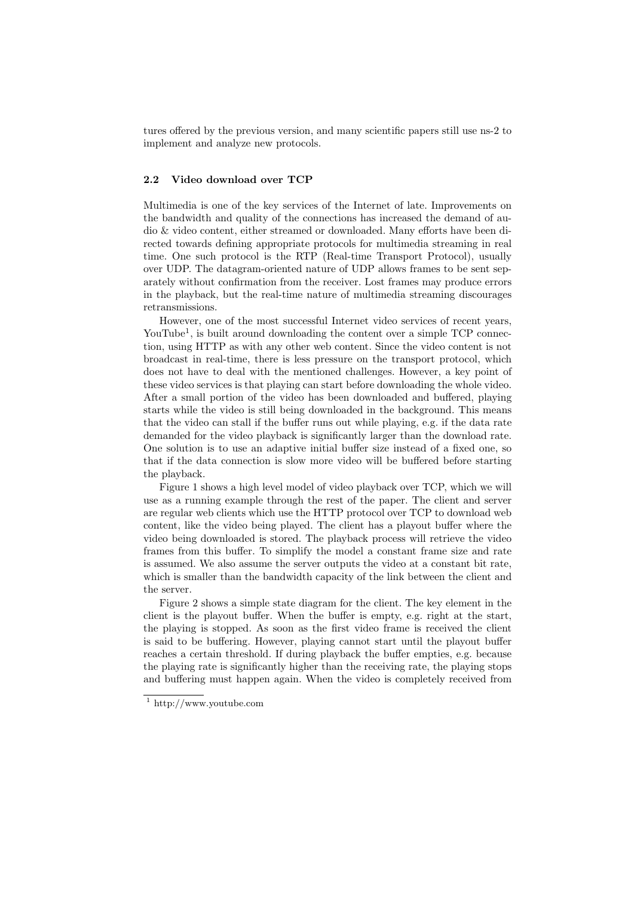tures offered by the previous version, and many scientific papers still use ns-2 to implement and analyze new protocols.

### 2.2 Video download over TCP

Multimedia is one of the key services of the Internet of late. Improvements on the bandwidth and quality of the connections has increased the demand of audio & video content, either streamed or downloaded. Many efforts have been directed towards defining appropriate protocols for multimedia streaming in real time. One such protocol is the RTP (Real-time Transport Protocol), usually over UDP. The datagram-oriented nature of UDP allows frames to be sent separately without confirmation from the receiver. Lost frames may produce errors in the playback, but the real-time nature of multimedia streaming discourages retransmissions.

However, one of the most successful Internet video services of recent years, YouTube[1], is built around downloading the content over a simple TCP connection, using HTTP as with any other web content. Since the video content is not broadcast in real-time, there is less pressure on the transport protocol, which does not have to deal with the mentioned challenges. However, a key point of these video services is that playing can start before downloading the whole video. After a small portion of the video has been downloaded and buffered, playing starts while the video is still being downloaded in the background. This means that the video can stall if the buffer runs out while playing, e.g. if the data rate demanded for the video playback is significantly larger than the download rate. One solution is to use an adaptive initial buffer size instead of a fixed one, so that if the data connection is slow more video will be buffered before starting the playback.

Figure 1 shows a high level model of video playback over TCP, which we will use as a running example through the rest of the paper. The client and server are regular web clients which use the HTTP protocol over TCP to download web content, like the video being played. The client has a playout buffer where the video being downloaded is stored. The playback process will retrieve the video frames from this buffer. To simplify the model a constant frame size and rate is assumed. We also assume the server outputs the video at a constant bit rate, which is smaller than the bandwidth capacity of the link between the client and the server.

Figure 2 shows a simple state diagram for the client. The key element in the client is the playout buffer. When the buffer is empty, e.g. right at the start, the playing is stopped. As soon as the first video frame is received the client is said to be buffering. However, playing cannot start until the playout buffer reaches a certain threshold. If during playback the buffer empties, e.g. because the playing rate is significantly higher than the receiving rate, the playing stops and buffering must happen again. When the video is completely received from

[1] http://www.youtube.com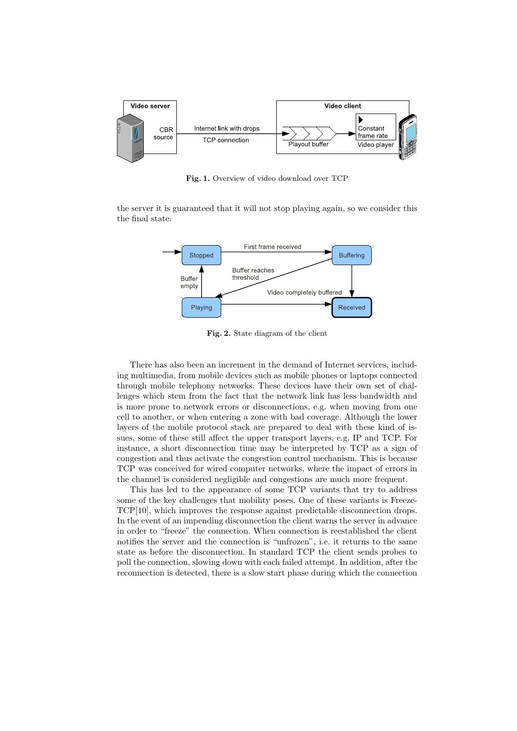Video server

CBR source

Internet link with drops

TCP connection

Video client

Playout buffer

Constant frame rate

Video player

**Fig. 1.** Overview of video download over TCP

the server it is guaranteed that it will not stop playing again, so we consider this the final state.

Stopped

First frame received

Buffering

Buffer reaches threshold

Buffer empty

Video completely buffered

Playing

Received

**Fig. 2.** State diagram of the client

There has also been an increment in the demand of Internet services, including multimedia, from mobile devices such as mobile phones or laptops connected through mobile telephony networks. These devices have their own set of challenges which stem from the fact that the network link has less bandwidth and is more prone to network errors or disconnections, e.g. when moving from one cell to another, or when entering a zone with bad coverage. Although the lower layers of the mobile protocol stack are prepared to deal with these kind of issues, some of these still affect the upper transport layers, e.g. IP and TCP. For instance, a short disconnection time may be interpreted by TCP as a sign of congestion and thus activate the congestion control mechanism. This is because TCP was conceived for wired computer networks, where the impact of errors in the channel is considered negligible and congestions are much more frequent.

This has led to the appearance of some TCP variants that try to address some of the key challenges that mobility poses. One of these variants is Freeze-TCP[10], which improves the response against predictable disconnection drops. In the event of an impending disconnection the client warns the server in advance in order to "freeze" the connection. When connection is reestablished the client notifies the server and the connection is "unfrozen", i.e. it returns to the same state as before the disconnection. In standard TCP the client sends probes to poll the connection, slowing down with each failed attempt. In addition, after the reconnection is detected, there is a slow start phase during which the connection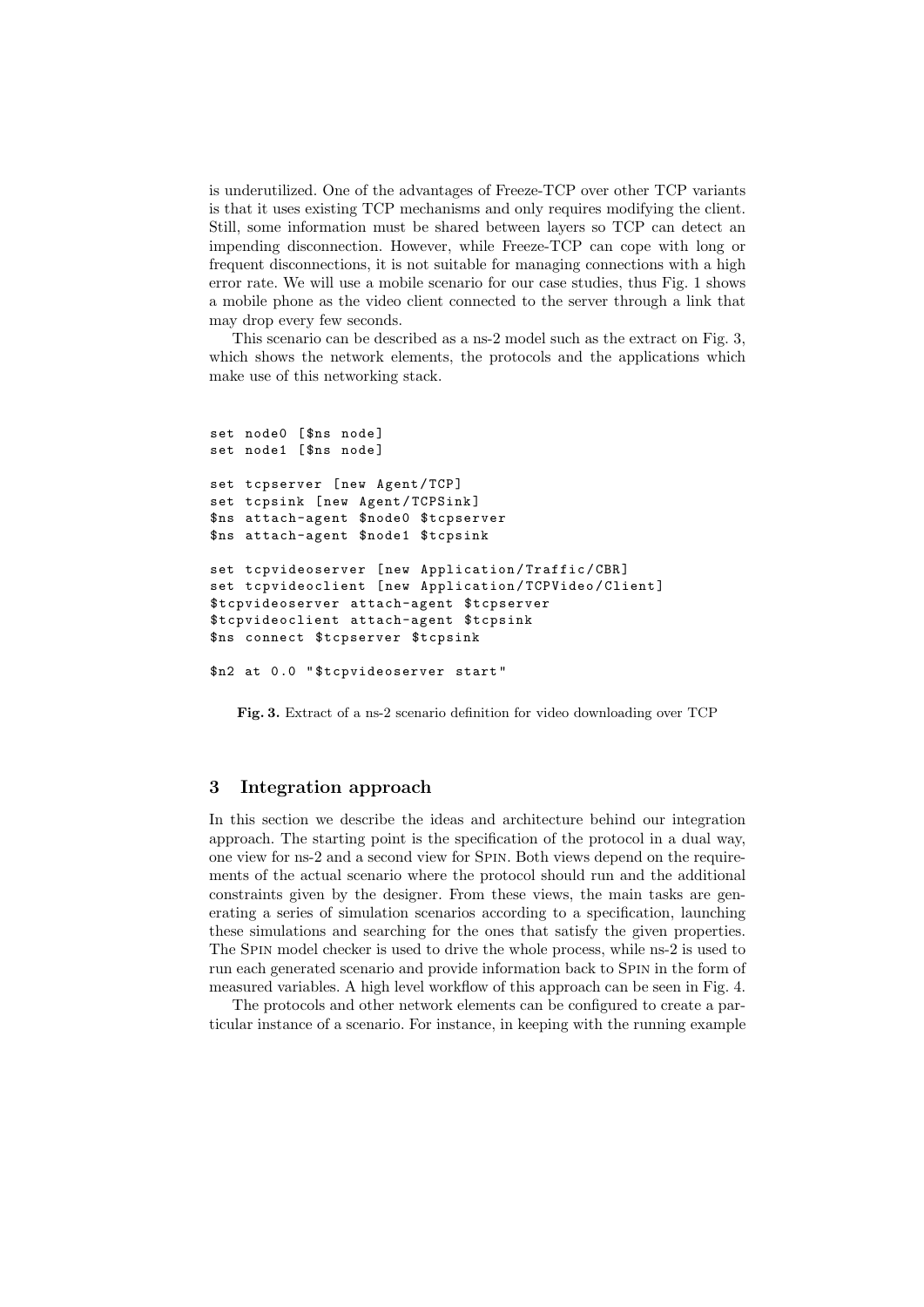is underutilized. One of the advantages of Freeze-TCP over other TCP variants is that it uses existing TCP mechanisms and only requires modifying the client. Still, some information must be shared between layers so TCP can detect an impending disconnection. However, while Freeze-TCP can cope with long or frequent disconnections, it is not suitable for managing connections with a high error rate. We will use a mobile scenario for our case studies, thus Fig. 1 shows a mobile phone as the video client connected to the server through a link that may drop every few seconds.

This scenario can be described as a ns-2 model such as the extract on Fig. 3, which shows the network elements, the protocols and the applications which make use of this networking stack.

```
set node0 [$ns node]
set node1 [$ns node]

set tcpserver [new Agent/TCP]
set tcpsink [new Agent/TCPSink]
$ns attach-agent $node0 $tcpserver
$ns attach-agent $node1 $tcpsink

set tcpvideoserver [new Application/Traffic/CBR]
set tcpvideoclient [new Application/TCPVideo/Client]
$tcpvideoserver attach-agent $tcpserver
$tcpvideoclient attach-agent $tcpsink
$ns connect $tcpserver $tcpsink

$n2 at 0.0 "$tcpvideoserver start"
```

**Fig. 3.** Extract of a ns-2 scenario definition for video downloading over TCP

## 3 Integration approach

In this section we describe the ideas and architecture behind our integration approach. The starting point is the specification of the protocol in a dual way, one view for ns-2 and a second view for SPIN. Both views depend on the requirements of the actual scenario where the protocol should run and the additional constraints given by the designer. From these views, the main tasks are generating a series of simulation scenarios according to a specification, launching these simulations and searching for the ones that satisfy the given properties. The SPIN model checker is used to drive the whole process, while ns-2 is used to run each generated scenario and provide information back to SPIN in the form of measured variables. A high level workflow of this approach can be seen in Fig. 4.

The protocols and other network elements can be configured to create a particular instance of a scenario. For instance, in keeping with the running example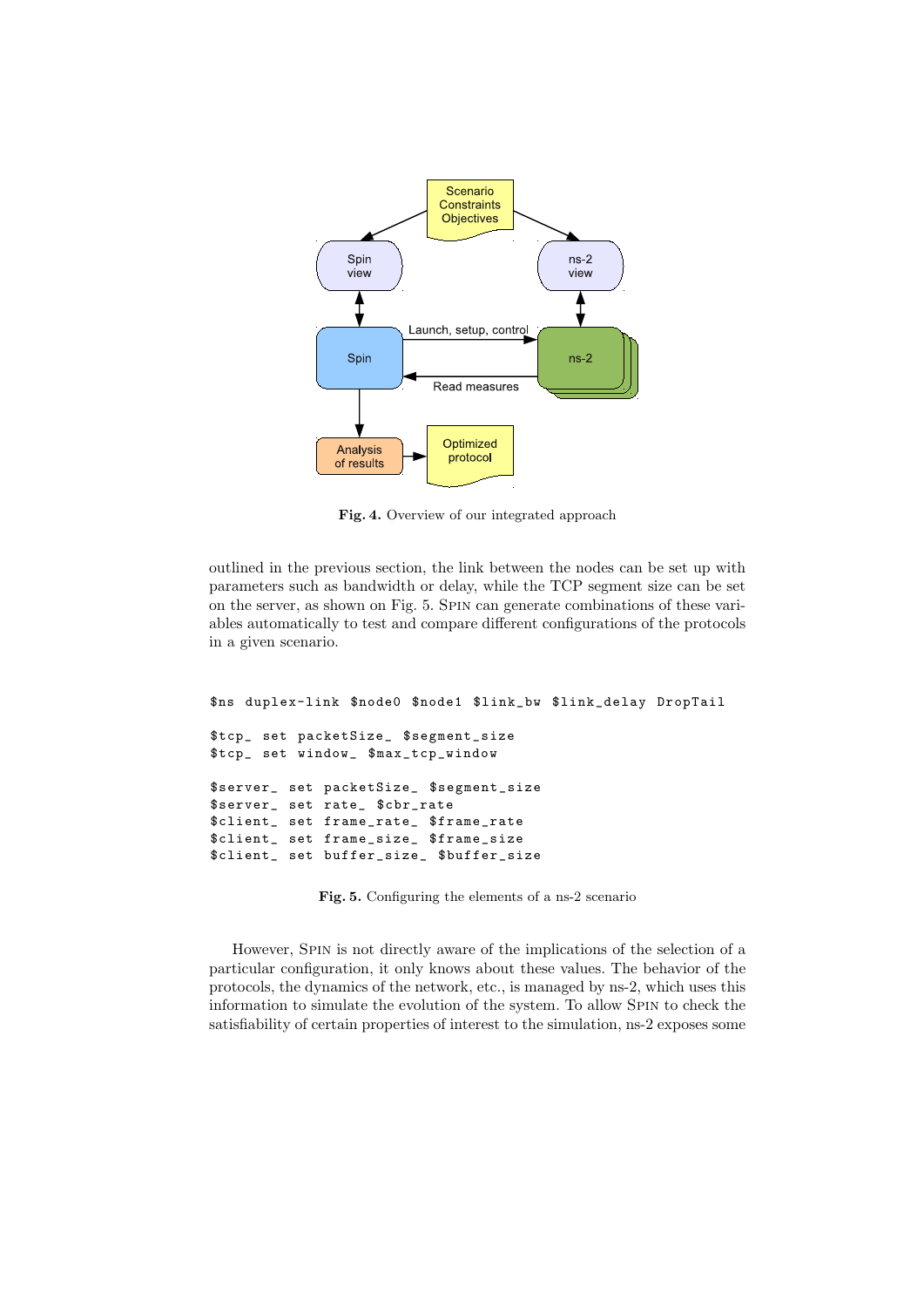**Fig. 4.** Overview of our integrated approach

outlined in the previous section, the link between the nodes can be set up with parameters such as bandwidth or delay, while the TCP segment size can be set on the server, as shown on Fig. 5. SPIN can generate combinations of these variables automatically to test and compare different configurations of the protocols in a given scenario.

```
$ns duplex-link $node0 $node1 $link_bw $link_delay DropTail

$tcp_ set packetSize_ $segment_size
$tcp_ set window_ $max_tcp_window

$server_ set packetSize_ $segment_size
$server_ set rate_ $cbr_rate
$client_ set frame_rate_ $frame_rate
$client_ set frame_size_ $frame_size
$client_ set buffer_size_ $buffer_size
```

**Fig. 5.** Configuring the elements of a ns-2 scenario

However, SPIN is not directly aware of the implications of the selection of a particular configuration, it only knows about these values. The behavior of the protocols, the dynamics of the network, etc., is managed by ns-2, which uses this information to simulate the evolution of the system. To allow SPIN to check the satisfiability of certain properties of interest to the simulation, ns-2 exposes some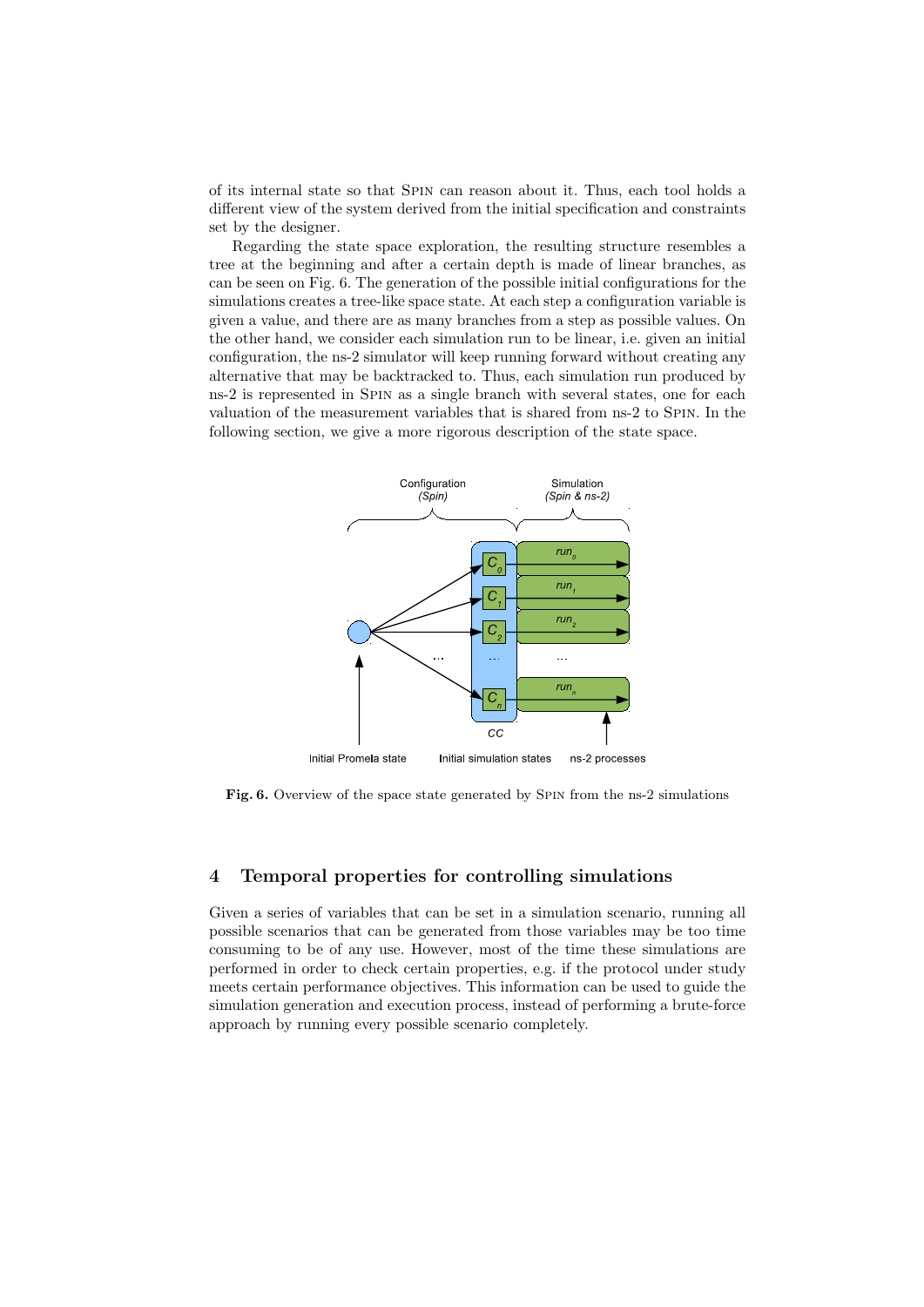of its internal state so that SPIN can reason about it. Thus, each tool holds a different view of the system derived from the initial specification and constraints set by the designer.

Regarding the state space exploration, the resulting structure resembles a tree at the beginning and after a certain depth is made of linear branches, as can be seen on Fig. 6. The generation of the possible initial configurations for the simulations creates a tree-like space state. At each step a configuration variable is given a value, and there are as many branches from a step as possible values. On the other hand, we consider each simulation run to be linear, i.e. given an initial configuration, the ns-2 simulator will keep running forward without creating any alternative that may be backtracked to. Thus, each simulation run produced by ns-2 is represented in SPIN as a single branch with several states, one for each valuation of the measurement variables that is shared from ns-2 to SPIN. In the following section, we give a more rigorous description of the state space.

**Fig. 6.** Overview of the space state generated by SPIN from the ns-2 simulations

## 4 Temporal properties for controlling simulations

Given a series of variables that can be set in a simulation scenario, running all possible scenarios that can be generated from those variables may be too time consuming to be of any use. However, most of the time these simulations are performed in order to check certain properties, e.g. if the protocol under study meets certain performance objectives. This information can be used to guide the simulation generation and execution process, instead of performing a brute-force approach by running every possible scenario completely.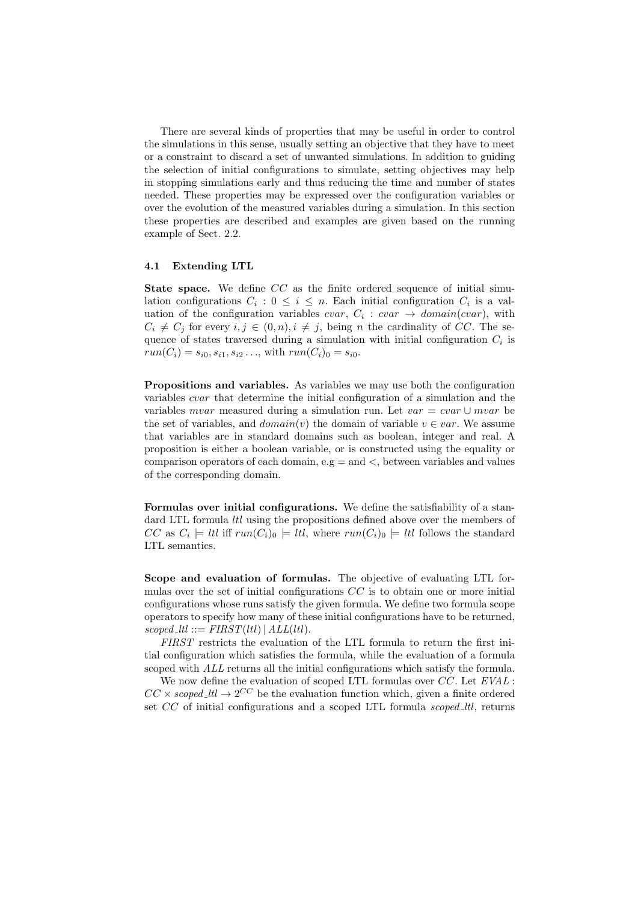There are several kinds of properties that may be useful in order to control the simulations in this sense, usually setting an objective that they have to meet or a constraint to discard a set of unwanted simulations. In addition to guiding the selection of initial configurations to simulate, setting objectives may help in stopping simulations early and thus reducing the time and number of states needed. These properties may be expressed over the configuration variables or over the evolution of the measured variables during a simulation. In this section these properties are described and examples are given based on the running example of Sect. 2.2.

### 4.1 Extending LTL

**State space.** We define $CC$ as the finite ordered sequence of initial simulation configurations $C_i : 0 \leq i \leq n$. Each initial configuration $C_i$ is a valuation of the configuration variables $cvar$, $C_i : cvar \rightarrow domain(cvar)$, with $C_i \neq C_j$ for every $i, j \in (0, n), i \neq j$, being $n$ the cardinality of $CC$. The sequence of states traversed during a simulation with initial configuration $C_i$ is $run(C_i) = s_{i0}, s_{i1}, s_{i2} \ldots$, with $run(C_i)_0 = s_{i0}$.

**Propositions and variables.** As variables we may use both the configuration variables $cvar$ that determine the initial configuration of a simulation and the variables $mvar$ measured during a simulation run. Let $var = cvar \cup mvar$ be the set of variables, and $domain(v)$ the domain of variable $v \in var$. We assume that variables are in standard domains such as boolean, integer and real. A proposition is either a boolean variable, or is constructed using the equality or comparison operators of each domain, e.g $=$ and $<$, between variables and values of the corresponding domain.

**Formulas over initial configurations.** We define the satisfiability of a standard LTL formula $ltl$ using the propositions defined above over the members of $CC$ as $C_i \models ltl$ iff $run(C_i)_0 \models ltl$, where $run(C_i)_0 \models ltl$ follows the standard LTL semantics.

**Scope and evaluation of formulas.** The objective of evaluating LTL formulas over the set of initial configurations $CC$ is to obtain one or more initial configurations whose runs satisfy the given formula. We define two formula scope operators to specify how many of these initial configurations have to be returned, $scoped\_ltl ::= FIRST(ltl) \mid ALL(ltl)$.

*FIRST* restricts the evaluation of the LTL formula to return the first initial configuration which satisfies the formula, while the evaluation of a formula scoped with *ALL* returns all the initial configurations which satisfy the formula.

We now define the evaluation of scoped LTL formulas over $CC$. Let $EVAL : CC \times scoped\_ltl \rightarrow 2^{CC}$ be the evaluation function which, given a finite ordered set $CC$ of initial configurations and a scoped LTL formula $scoped\_ltl$, returns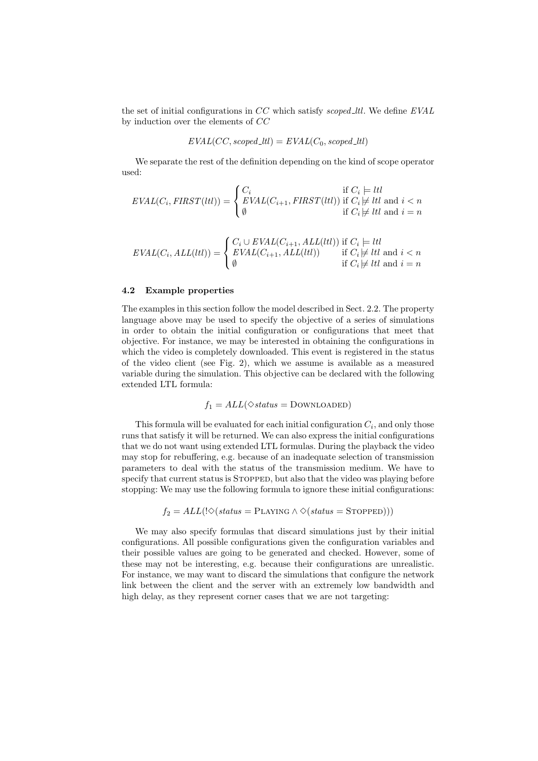the set of initial configurations in $CC$ which satisfy *scoped_ltl*. We define $EVAL$ by induction over the elements of $CC$

$$EVAL(CC, scoped\_ltl) = EVAL(C_0, scoped\_ltl)$$

We separate the rest of the definition depending on the kind of scope operator used:

$$EVAL(C_i, FIRST(ltl)) = \begin{cases} C_i & \text{if } C_i \models ltl \\ EVAL(C_{i+1}, FIRST(ltl)) & \text{if } C_i \not\models ltl \text{ and } i < n \\ \emptyset & \text{if } C_i \not\models ltl \text{ and } i = n \end{cases}$$

$$EVAL(C_i, ALL(ltl)) = \begin{cases} C_i \cup EVAL(C_{i+1}, ALL(ltl)) & \text{if } C_i \models ltl \\ EVAL(C_{i+1}, ALL(ltl)) & \text{if } C_i \not\models ltl \text{ and } i < n \\ \emptyset & \text{if } C_i \not\models ltl \text{ and } i = n \end{cases}$$

### 4.2 Example properties

The examples in this section follow the model described in Sect. 2.2. The property language above may be used to specify the objective of a series of simulations in order to obtain the initial configuration or configurations that meet that objective. For instance, we may be interested in obtaining the configurations in which the video is completely downloaded. This event is registered in the status of the video client (see Fig. 2), which we assume is available as a measured variable during the simulation. This objective can be declared with the following extended LTL formula:

$$f_1 = ALL(\Diamond status = \text{DOWNLOADED})$$

This formula will be evaluated for each initial configuration $C_i$, and only those runs that satisfy it will be returned. We can also express the initial configurations that we do not want using extended LTL formulas. During the playback the video may stop for rebuffering, e.g. because of an inadequate selection of transmission parameters to deal with the status of the transmission medium. We have to specify that current status is STOPPED, but also that the video was playing before stopping: We may use the following formula to ignore these initial configurations:

$$f_2 = ALL(!\Diamond(status = \text{PLAYING} \land \Diamond(status = \text{STOPPED})))$$

We may also specify formulas that discard simulations just by their initial configurations. All possible configurations given the configuration variables and their possible values are going to be generated and checked. However, some of these may not be interesting, e.g. because their configurations are unrealistic. For instance, we may want to discard the simulations that configure the network link between the client and the server with an extremely low bandwidth and high delay, as they represent corner cases that we are not targeting: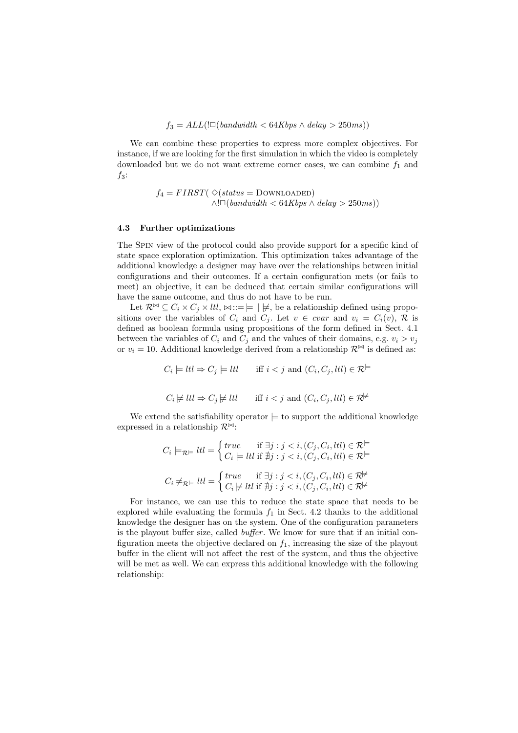$$f_3 = ALL(!\Box(bandwidth < 64Kbps \wedge delay > 250ms))$$

We can combine these properties to express more complex objectives. For instance, if we are looking for the first simulation in which the video is completely downloaded but we do not want extreme corner cases, we can combine $f_1$ and $f_3$:

$$f_4 = FIRST(\ \Diamond(status = \text{DOWNLOADED}) \\ \wedge !\Box(bandwidth < 64Kbps \wedge delay > 250ms))$$

### 4.3 Further optimizations

The SPIN view of the protocol could also provide support for a specific kind of state space exploration optimization. This optimization takes advantage of the additional knowledge a designer may have over the relationships between initial configurations and their outcomes. If a certain configuration mets (or fails to meet) an objective, it can be deduced that certain similar configurations will have the same outcome, and thus do not have to be run.

Let $\mathcal{R}^{\bowtie} \subseteq C_i \times C_j \times ltl$, $\bowtie ::= \models \mid \not\models$, be a relationship defined using propositions over the variables of $C_i$ and $C_j$. Let $v \in cvar$ and $v_i = C_i(v)$, $\mathcal{R}$ is defined as boolean formula using propositions of the form defined in Sect. 4.1 between the variables of $C_i$ and $C_j$ and the values of their domains, e.g. $v_i > v_j$ or $v_i = 10$. Additional knowledge derived from a relationship $\mathcal{R}^{\bowtie}$ is defined as:

$$C_i \models ltl \Rightarrow C_j \models ltl \qquad \text{iff } i < j \text{ and } (C_i, C_j, ltl) \in \mathcal{R}^{\models}$$

$$C_i \not\models ltl \Rightarrow C_j \not\models ltl \qquad \text{iff } i < j \text{ and } (C_i, C_j, ltl) \in \mathcal{R}^{\not\models}$$

We extend the satisfiability operator $\models$ to support the additional knowledge expressed in a relationship $\mathcal{R}^{\bowtie}$:

$$C_i \models_{\mathcal{R}^{\models}} ltl = \begin{cases} true & \text{if } \exists j : j < i, (C_j, C_i, ltl) \in \mathcal{R}^{\models} \\ C_i \models ltl & \text{if } \nexists j : j < i, (C_j, C_i, ltl) \in \mathcal{R}^{\models} \end{cases}$$

$$C_i \not\models_{\mathcal{R}^{\models}} ltl = \begin{cases} true & \text{if } \exists j : j < i, (C_j, C_i, ltl) \in \mathcal{R}^{\not\models} \\ C_i \not\models ltl & \text{if } \nexists j : j < i, (C_j, C_i, ltl) \in \mathcal{R}^{\not\models} \end{cases}$$

For instance, we can use this to reduce the state space that needs to be explored while evaluating the formula $f_1$ in Sect. 4.2 thanks to the additional knowledge the designer has on the system. One of the configuration parameters is the playout buffer size, called *buffer*. We know for sure that if an initial configuration meets the objective declared on $f_1$, increasing the size of the playout buffer in the client will not affect the rest of the system, and thus the objective will be met as well. We can express this additional knowledge with the following relationship: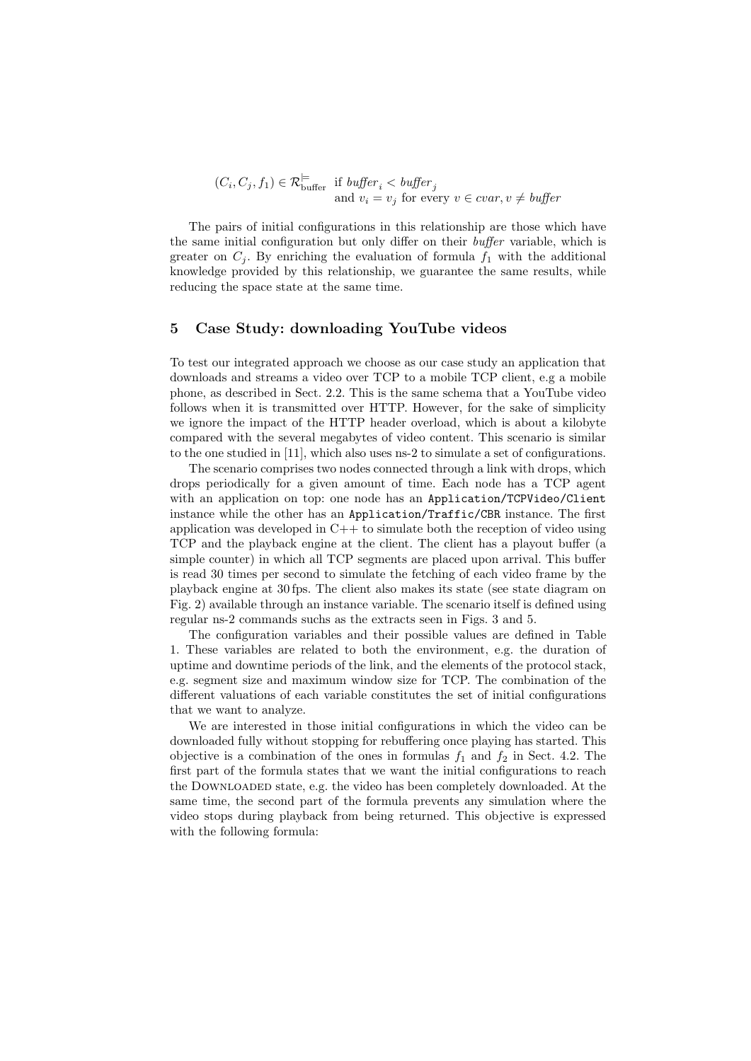$$(C_i, C_j, f_1) \in \mathcal{R}^{\models}_{\text{buffer}} \text{ if } \mathit{buffer}_i < \mathit{buffer}_j \text{ and } v_i = v_j \text{ for every } v \in \mathit{cvar}, v \neq \mathit{buffer}$$

The pairs of initial configurations in this relationship are those which have the same initial configuration but only differ on their *buffer* variable, which is greater on $C_j$. By enriching the evaluation of formula $f_1$ with the additional knowledge provided by this relationship, we guarantee the same results, while reducing the space state at the same time.

## 5 Case Study: downloading YouTube videos

To test our integrated approach we choose as our case study an application that downloads and streams a video over TCP to a mobile TCP client, e.g a mobile phone, as described in Sect. 2.2. This is the same schema that a YouTube video follows when it is transmitted over HTTP. However, for the sake of simplicity we ignore the impact of the HTTP header overload, which is about a kilobyte compared with the several megabytes of video content. This scenario is similar to the one studied in [11], which also uses ns-2 to simulate a set of configurations.

The scenario comprises two nodes connected through a link with drops, which drops periodically for a given amount of time. Each node has a TCP agent with an application on top: one node has an `Application/TCPVideo/Client` instance while the other has an `Application/Traffic/CBR` instance. The first application was developed in C++ to simulate both the reception of video using TCP and the playback engine at the client. The client has a playout buffer (a simple counter) in which all TCP segments are placed upon arrival. This buffer is read 30 times per second to simulate the fetching of each video frame by the playback engine at 30 fps. The client also makes its state (see state diagram on Fig. 2) available through an instance variable. The scenario itself is defined using regular ns-2 commands suchs as the extracts seen in Figs. 3 and 5.

The configuration variables and their possible values are defined in Table 1. These variables are related to both the environment, e.g. the duration of uptime and downtime periods of the link, and the elements of the protocol stack, e.g. segment size and maximum window size for TCP. The combination of the different valuations of each variable constitutes the set of initial configurations that we want to analyze.

We are interested in those initial configurations in which the video can be downloaded fully without stopping for rebuffering once playing has started. This objective is a combination of the ones in formulas $f_1$ and $f_2$ in Sect. 4.2. The first part of the formula states that we want the initial configurations to reach the DOWNLOADED state, e.g. the video has been completely downloaded. At the same time, the second part of the formula prevents any simulation where the video stops during playback from being returned. This objective is expressed with the following formula: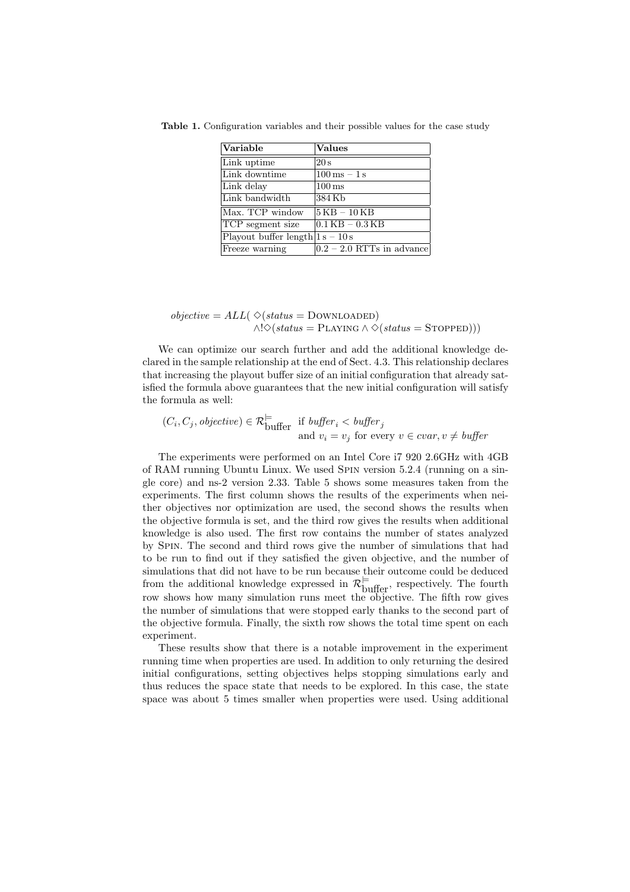**Table 1.** Configuration variables and their possible values for the case study

| Variable | Values |
|---|---|
| Link uptime | 20 s |
| Link downtime | 100 ms – 1 s |
| Link delay | 100 ms |
| Link bandwidth | 384 Kb |
| Max. TCP window | 5 KB – 10 KB |
| TCP segment size | 0.1 KB – 0.3 KB |
| Playout buffer length | 1 s – 10 s |
| Freeze warning | 0.2 – 2.0 RTTs in advance |

$$\begin{aligned} \mathit{objective} = \mathit{ALL}( & \Diamond(\mathit{status} = \textsc{Downloaded}) \\ & \wedge !\Diamond(\mathit{status} = \textsc{Playing} \wedge \Diamond(\mathit{status} = \textsc{Stopped}))) \end{aligned}$$

We can optimize our search further and add the additional knowledge declared in the sample relationship at the end of Sect. 4.3. This relationship declares that increasing the playout buffer size of an initial configuration that already satisfied the formula above guarantees that the new initial configuration will satisfy the formula as well:

$$(C_i, C_j, \mathit{objective}) \in \mathcal{R}^{\models}_{\text{buffer}} \quad \text{if } \mathit{buffer}_i < \mathit{buffer}_j \\ \text{and } v_i = v_j \text{ for every } v \in \mathit{cvar}, v \neq \mathit{buffer}$$

The experiments were performed on an Intel Core i7 920 2.6GHz with 4GB of RAM running Ubuntu Linux. We used Spin version 5.2.4 (running on a single core) and ns-2 version 2.33. Table 5 shows some measures taken from the experiments. The first column shows the results of the experiments when neither objectives nor optimization are used, the second shows the results when the objective formula is set, and the third row gives the results when additional knowledge is also used. The first row contains the number of states analyzed by Spin. The second and third rows give the number of simulations that had to be run to find out if they satisfied the given objective, and the number of simulations that did not have to be run because their outcome could be deduced from the additional knowledge expressed in $\mathcal{R}^{\models}_{\text{buffer}}$, respectively. The fourth row shows how many simulation runs meet the objective. The fifth row gives the number of simulations that were stopped early thanks to the second part of the objective formula. Finally, the sixth row shows the total time spent on each experiment.

These results show that there is a notable improvement in the experiment running time when properties are used. In addition to only returning the desired initial configurations, setting objectives helps stopping simulations early and thus reduces the space state that needs to be explored. In this case, the state space was about 5 times smaller when properties were used. Using additional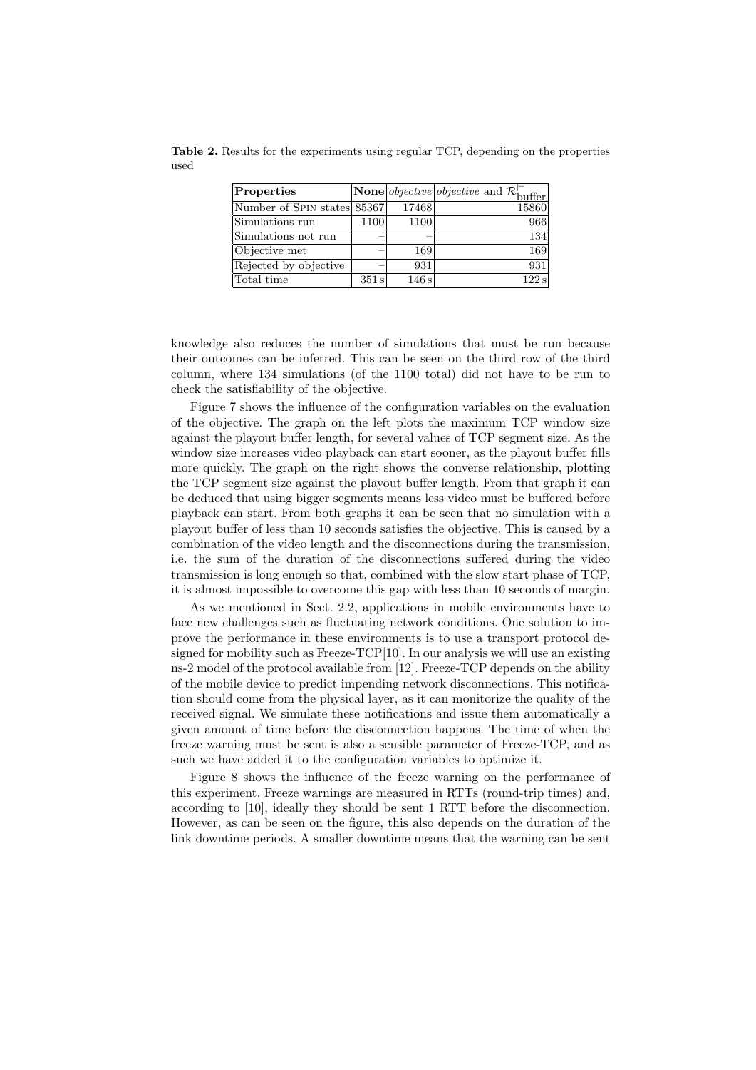**Table 2.** Results for the experiments using regular TCP, depending on the properties used

| **Properties** | **None** | *objective* | *objective* and $\mathcal{R}^{\models}_{\text{buffer}}$ |
|---|---|---|---|
| Number of SPIN states | 85367 | 17468 | 15860 |
| Simulations run | 1100 | 1100 | 966 |
| Simulations not run | – | – | 134 |
| Objective met | – | 169 | 169 |
| Rejected by objective | – | 931 | 931 |
| Total time | 351 s | 146 s | 122 s |

knowledge also reduces the number of simulations that must be run because their outcomes can be inferred. This can be seen on the third row of the third column, where 134 simulations (of the 1100 total) did not have to be run to check the satisfiability of the objective.

Figure 7 shows the influence of the configuration variables on the evaluation of the objective. The graph on the left plots the maximum TCP window size against the playout buffer length, for several values of TCP segment size. As the window size increases video playback can start sooner, as the playout buffer fills more quickly. The graph on the right shows the converse relationship, plotting the TCP segment size against the playout buffer length. From that graph it can be deduced that using bigger segments means less video must be buffered before playback can start. From both graphs it can be seen that no simulation with a playout buffer of less than 10 seconds satisfies the objective. This is caused by a combination of the video length and the disconnections during the transmission, i.e. the sum of the duration of the disconnections suffered during the video transmission is long enough so that, combined with the slow start phase of TCP, it is almost impossible to overcome this gap with less than 10 seconds of margin.

As we mentioned in Sect. 2.2, applications in mobile environments have to face new challenges such as fluctuating network conditions. One solution to improve the performance in these environments is to use a transport protocol designed for mobility such as Freeze-TCP[10]. In our analysis we will use an existing ns-2 model of the protocol available from [12]. Freeze-TCP depends on the ability of the mobile device to predict impending network disconnections. This notification should come from the physical layer, as it can monitorize the quality of the received signal. We simulate these notifications and issue them automatically a given amount of time before the disconnection happens. The time of when the freeze warning must be sent is also a sensible parameter of Freeze-TCP, and as such we have added it to the configuration variables to optimize it.

Figure 8 shows the influence of the freeze warning on the performance of this experiment. Freeze warnings are measured in RTTs (round-trip times) and, according to [10], ideally they should be sent 1 RTT before the disconnection. However, as can be seen on the figure, this also depends on the duration of the link downtime periods. A smaller downtime means that the warning can be sent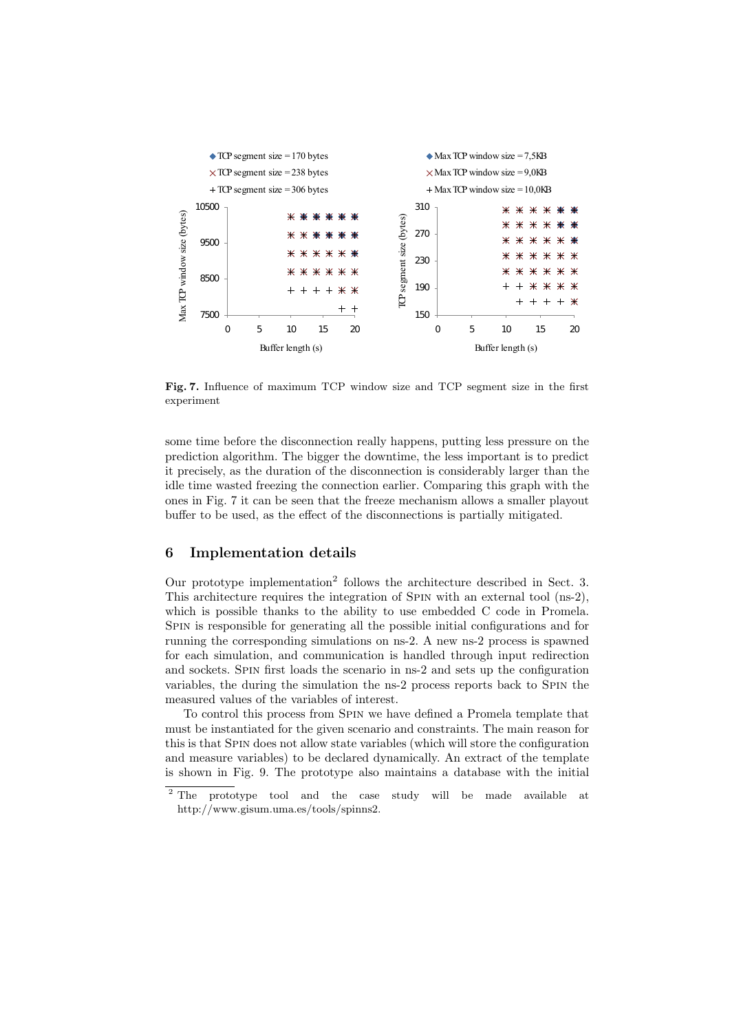**Fig. 7.** Influence of maximum TCP window size and TCP segment size in the first experiment

some time before the disconnection really happens, putting less pressure on the prediction algorithm. The bigger the downtime, the less important is to predict it precisely, as the duration of the disconnection is considerably larger than the idle time wasted freezing the connection earlier. Comparing this graph with the ones in Fig. 7 it can be seen that the freeze mechanism allows a smaller playout buffer to be used, as the effect of the disconnections is partially mitigated.

## 6 Implementation details

Our prototype implementation[2] follows the architecture described in Sect. 3. This architecture requires the integration of SPIN with an external tool (ns-2), which is possible thanks to the ability to use embedded C code in Promela. SPIN is responsible for generating all the possible initial configurations and for running the corresponding simulations on ns-2. A new ns-2 process is spawned for each simulation, and communication is handled through input redirection and sockets. SPIN first loads the scenario in ns-2 and sets up the configuration variables, the during the simulation the ns-2 process reports back to SPIN the measured values of the variables of interest.

To control this process from SPIN we have defined a Promela template that must be instantiated for the given scenario and constraints. The main reason for this is that SPIN does not allow state variables (which will store the configuration and measure variables) to be declared dynamically. An extract of the template is shown in Fig. 9. The prototype also maintains a database with the initial

[2] The prototype tool and the case study will be made available at http://www.gisum.uma.es/tools/spinns2.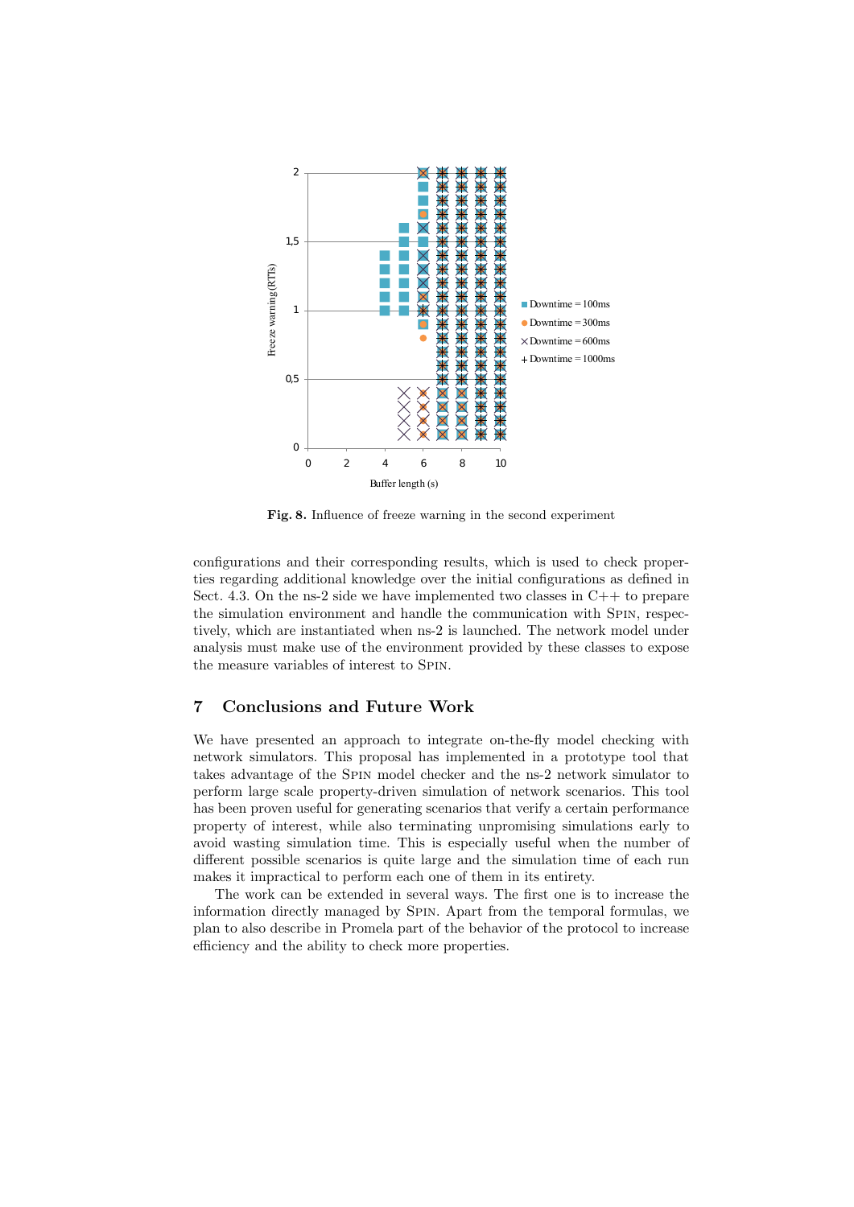**Fig. 8.** Influence of freeze warning in the second experiment

configurations and their corresponding results, which is used to check properties regarding additional knowledge over the initial configurations as defined in Sect. 4.3. On the ns-2 side we have implemented two classes in C++ to prepare the simulation environment and handle the communication with Spin, respectively, which are instantiated when ns-2 is launched. The network model under analysis must make use of the environment provided by these classes to expose the measure variables of interest to Spin.

## 7 Conclusions and Future Work

We have presented an approach to integrate on-the-fly model checking with network simulators. This proposal has implemented in a prototype tool that takes advantage of the Spin model checker and the ns-2 network simulator to perform large scale property-driven simulation of network scenarios. This tool has been proven useful for generating scenarios that verify a certain performance property of interest, while also terminating unpromising simulations early to avoid wasting simulation time. This is especially useful when the number of different possible scenarios is quite large and the simulation time of each run makes it impractical to perform each one of them in its entirety.

The work can be extended in several ways. The first one is to increase the information directly managed by Spin. Apart from the temporal formulas, we plan to also describe in Promela part of the behavior of the protocol to increase efficiency and the ability to check more properties.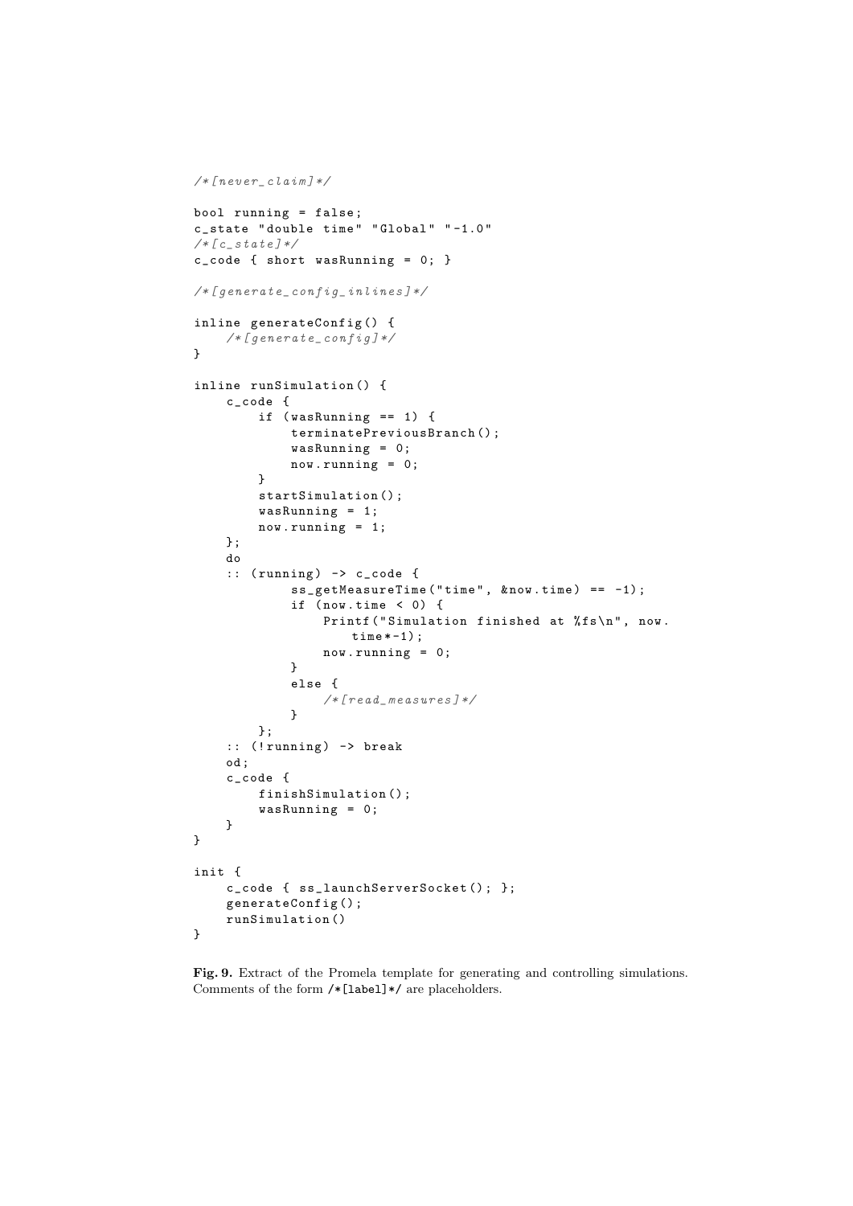```
/*[never_claim]*/

bool running = false;
c_state "double time" "Global" "-1.0"
/*[c_state]*/
c_code { short wasRunning = 0; }

/*[generate_config_inlines]*/

inline generateConfig() {
    /*[generate_config]*/
}

inline runSimulation() {
    c_code {
        if (wasRunning == 1) {
            terminatePreviousBranch();
            wasRunning = 0;
            now.running = 0;
        }
        startSimulation();
        wasRunning = 1;
        now.running = 1;
    };
    do
    :: (running) -> c_code {
            ss_getMeasureTime("time", &now.time) == -1);
            if (now.time < 0) {
                Printf("Simulation finished at %fs\n", now.
                    time*-1);
                now.running = 0;
            }
            else {
                /*[read_measures]*/
            }
        };
    :: (!running) -> break
    od;
    c_code {
        finishSimulation();
        wasRunning = 0;
    }
}

init {
    c_code { ss_launchServerSocket(); };
    generateConfig();
    runSimulation()
}
```

**Fig. 9.** Extract of the Promela template for generating and controlling simulations. Comments of the form `/*[label]*/` are placeholders.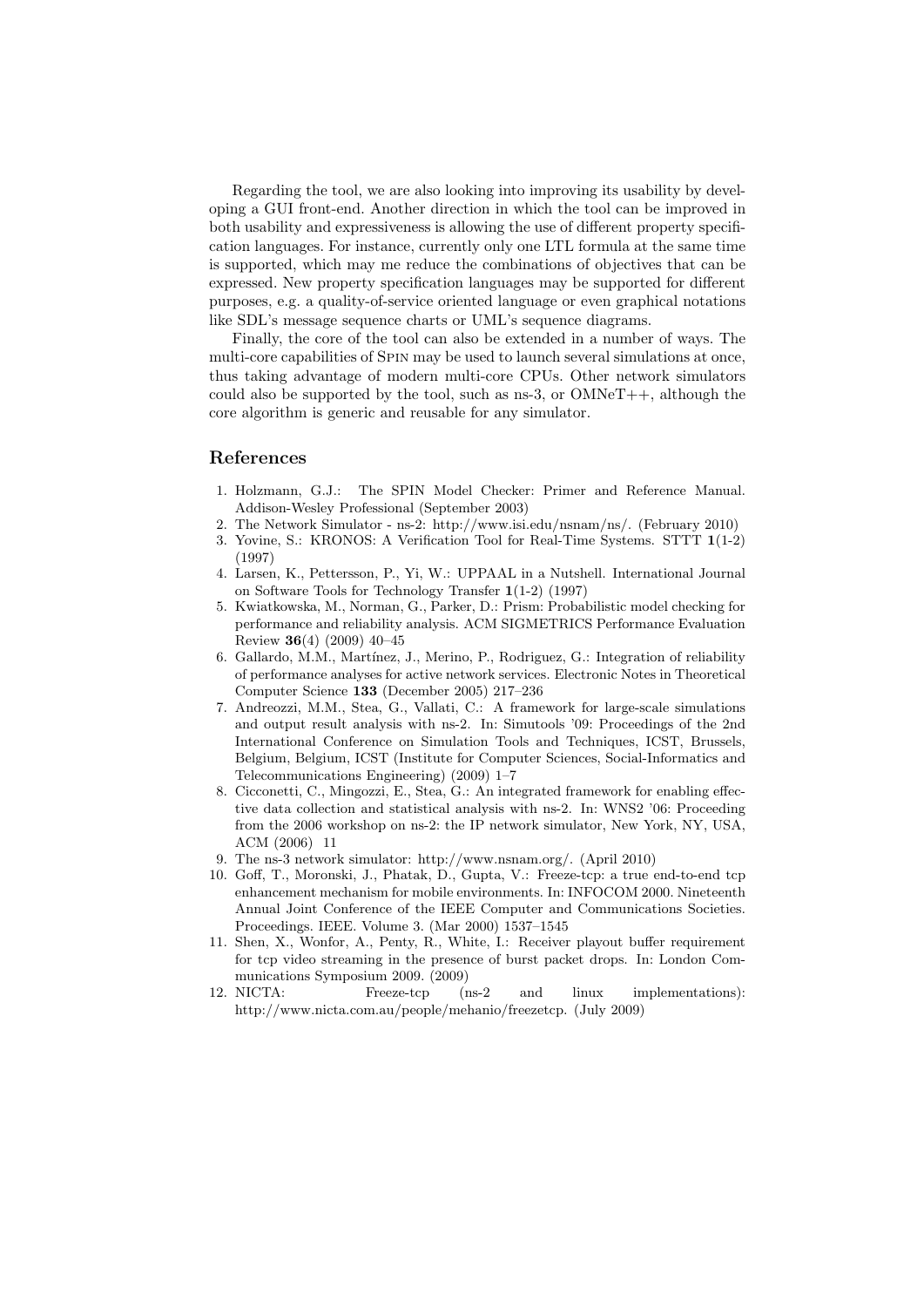Regarding the tool, we are also looking into improving its usability by developing a GUI front-end. Another direction in which the tool can be improved in both usability and expressiveness is allowing the use of different property specification languages. For instance, currently only one LTL formula at the same time is supported, which may me reduce the combinations of objectives that can be expressed. New property specification languages may be supported for different purposes, e.g. a quality-of-service oriented language or even graphical notations like SDL's message sequence charts or UML's sequence diagrams.

Finally, the core of the tool can also be extended in a number of ways. The multi-core capabilities of Spin may be used to launch several simulations at once, thus taking advantage of modern multi-core CPUs. Other network simulators could also be supported by the tool, such as ns-3, or OMNeT++, although the core algorithm is generic and reusable for any simulator.

## References

1. Holzmann, G.J.: The SPIN Model Checker: Primer and Reference Manual. Addison-Wesley Professional (September 2003)
2. The Network Simulator - ns-2: http://www.isi.edu/nsnam/ns/. (February 2010)
3. Yovine, S.: KRONOS: A Verification Tool for Real-Time Systems. STTT **1**(1-2) (1997)
4. Larsen, K., Pettersson, P., Yi, W.: UPPAAL in a Nutshell. International Journal on Software Tools for Technology Transfer **1**(1-2) (1997)
5. Kwiatkowska, M., Norman, G., Parker, D.: Prism: Probabilistic model checking for performance and reliability analysis. ACM SIGMETRICS Performance Evaluation Review **36**(4) (2009) 40–45
6. Gallardo, M.M., Martínez, J., Merino, P., Rodriguez, G.: Integration of reliability of performance analyses for active network services. Electronic Notes in Theoretical Computer Science **133** (December 2005) 217–236
7. Andreozzi, M.M., Stea, G., Vallati, C.: A framework for large-scale simulations and output result analysis with ns-2. In: Simutools '09: Proceedings of the 2nd International Conference on Simulation Tools and Techniques, ICST, Brussels, Belgium, Belgium, ICST (Institute for Computer Sciences, Social-Informatics and Telecommunications Engineering) (2009) 1–7
8. Cicconetti, C., Mingozzi, E., Stea, G.: An integrated framework for enabling effective data collection and statistical analysis with ns-2. In: WNS2 '06: Proceeding from the 2006 workshop on ns-2: the IP network simulator, New York, NY, USA, ACM (2006) 11
9. The ns-3 network simulator: http://www.nsnam.org/. (April 2010)
10. Goff, T., Moronski, J., Phatak, D., Gupta, V.: Freeze-tcp: a true end-to-end tcp enhancement mechanism for mobile environments. In: INFOCOM 2000. Nineteenth Annual Joint Conference of the IEEE Computer and Communications Societies. Proceedings. IEEE. Volume 3. (Mar 2000) 1537–1545
11. Shen, X., Wonfor, A., Penty, R., White, I.: Receiver playout buffer requirement for tcp video streaming in the presence of burst packet drops. In: London Communications Symposium 2009. (2009)
12. NICTA: Freeze-tcp (ns-2 and linux implementations): http://www.nicta.com.au/people/mehanio/freezetcp. (July 2009)